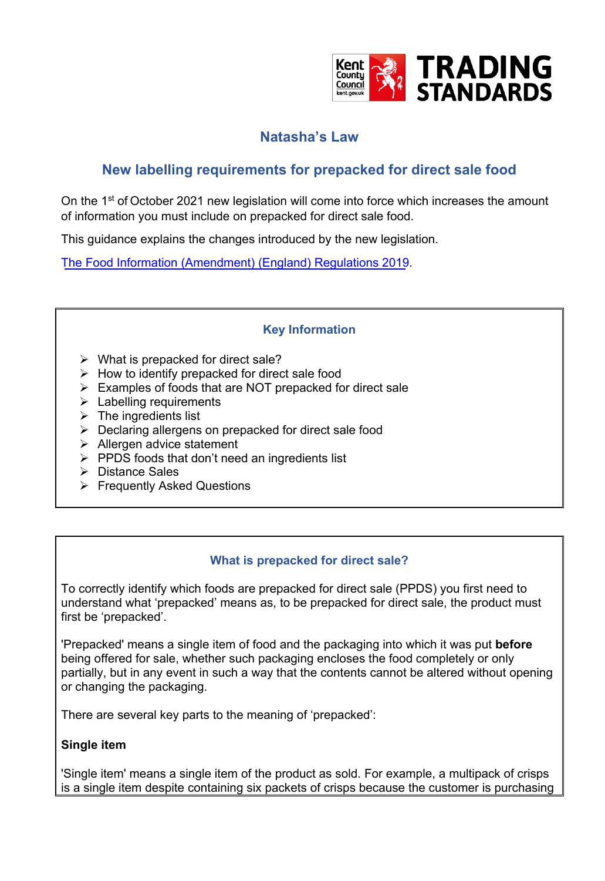Kent County Council kent.gov.uk TRADING STANDARDS

# Natasha's Law

## New labelling requirements for prepacked for direct sale food

On the 1st of October 2021 new legislation will come into force which increases the amount of information you must include on prepacked for direct sale food.

This guidance explains the changes introduced by the new legislation.

[The Food Information (Amendment) (England) Regulations 2019](#).

### Key Information

- What is prepacked for direct sale?
- How to identify prepacked for direct sale food
- Examples of foods that are NOT prepacked for direct sale
- Labelling requirements
- The ingredients list
- Declaring allergens on prepacked for direct sale food
- Allergen advice statement
- PPDS foods that don't need an ingredients list
- Distance Sales
- Frequently Asked Questions

### What is prepacked for direct sale?

To correctly identify which foods are prepacked for direct sale (PPDS) you first need to understand what 'prepacked' means as, to be prepacked for direct sale, the product must first be 'prepacked'.

'Prepacked' means a single item of food and the packaging into which it was put **before** being offered for sale, whether such packaging encloses the food completely or only partially, but in any event in such a way that the contents cannot be altered without opening or changing the packaging.

There are several key parts to the meaning of 'prepacked':

**Single item**

'Single item' means a single item of the product as sold. For example, a multipack of crisps is a single item despite containing six packets of crisps because the customer is purchasing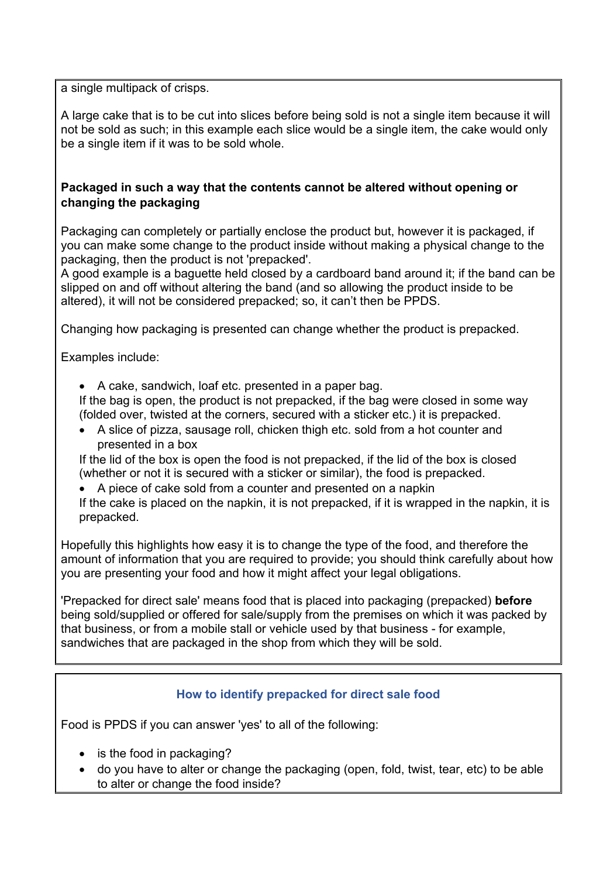a single multipack of crisps.

A large cake that is to be cut into slices before being sold is not a single item because it will not be sold as such; in this example each slice would be a single item, the cake would only be a single item if it was to be sold whole.

**Packaged in such a way that the contents cannot be altered without opening or changing the packaging**

Packaging can completely or partially enclose the product but, however it is packaged, if you can make some change to the product inside without making a physical change to the packaging, then the product is not 'prepacked'.
A good example is a baguette held closed by a cardboard band around it; if the band can be slipped on and off without altering the band (and so allowing the product inside to be altered), it will not be considered prepacked; so, it can't then be PPDS.

Changing how packaging is presented can change whether the product is prepacked.

Examples include:

- A cake, sandwich, loaf etc. presented in a paper bag.
  If the bag is open, the product is not prepacked, if the bag were closed in some way (folded over, twisted at the corners, secured with a sticker etc.) it is prepacked.
- A slice of pizza, sausage roll, chicken thigh etc. sold from a hot counter and presented in a box
  If the lid of the box is open the food is not prepacked, if the lid of the box is closed (whether or not it is secured with a sticker or similar), the food is prepacked.
- A piece of cake sold from a counter and presented on a napkin
  If the cake is placed on the napkin, it is not prepacked, if it is wrapped in the napkin, it is prepacked.

Hopefully this highlights how easy it is to change the type of the food, and therefore the amount of information that you are required to provide; you should think carefully about how you are presenting your food and how it might affect your legal obligations.

'Prepacked for direct sale' means food that is placed into packaging (prepacked) **before** being sold/supplied or offered for sale/supply from the premises on which it was packed by that business, or from a mobile stall or vehicle used by that business - for example, sandwiches that are packaged in the shop from which they will be sold.

### How to identify prepacked for direct sale food

Food is PPDS if you can answer 'yes' to all of the following:

- is the food in packaging?
- do you have to alter or change the packaging (open, fold, twist, tear, etc) to be able to alter or change the food inside?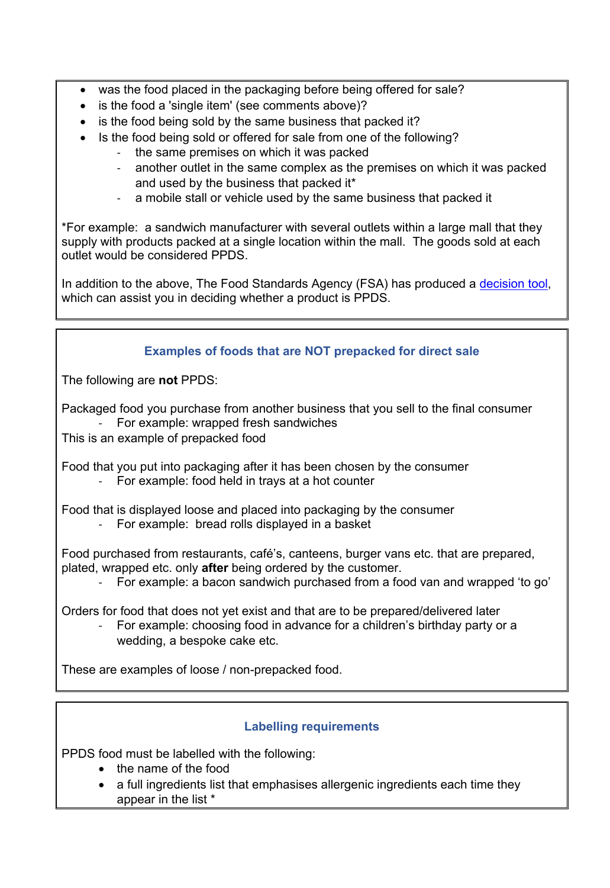- was the food placed in the packaging before being offered for sale?
- is the food a 'single item' (see comments above)?
- is the food being sold by the same business that packed it?
- Is the food being sold or offered for sale from one of the following?
  - the same premises on which it was packed
  - another outlet in the same complex as the premises on which it was packed and used by the business that packed it*
  - a mobile stall or vehicle used by the same business that packed it

*For example: a sandwich manufacturer with several outlets within a large mall that they supply with products packed at a single location within the mall. The goods sold at each outlet would be considered PPDS.

In addition to the above, The Food Standards Agency (FSA) has produced a decision tool, which can assist you in deciding whether a product is PPDS.

### Examples of foods that are NOT prepacked for direct sale

The following are **not** PPDS:

Packaged food you purchase from another business that you sell to the final consumer
- For example: wrapped fresh sandwiches

This is an example of prepacked food

Food that you put into packaging after it has been chosen by the consumer
- For example: food held in trays at a hot counter

Food that is displayed loose and placed into packaging by the consumer
- For example: bread rolls displayed in a basket

Food purchased from restaurants, café's, canteens, burger vans etc. that are prepared, plated, wrapped etc. only **after** being ordered by the customer.
- For example: a bacon sandwich purchased from a food van and wrapped 'to go'

Orders for food that does not yet exist and that are to be prepared/delivered later
- For example: choosing food in advance for a children's birthday party or a wedding, a bespoke cake etc.

These are examples of loose / non-prepacked food.

### Labelling requirements

PPDS food must be labelled with the following:

- the name of the food
- a full ingredients list that emphasises allergenic ingredients each time they appear in the list *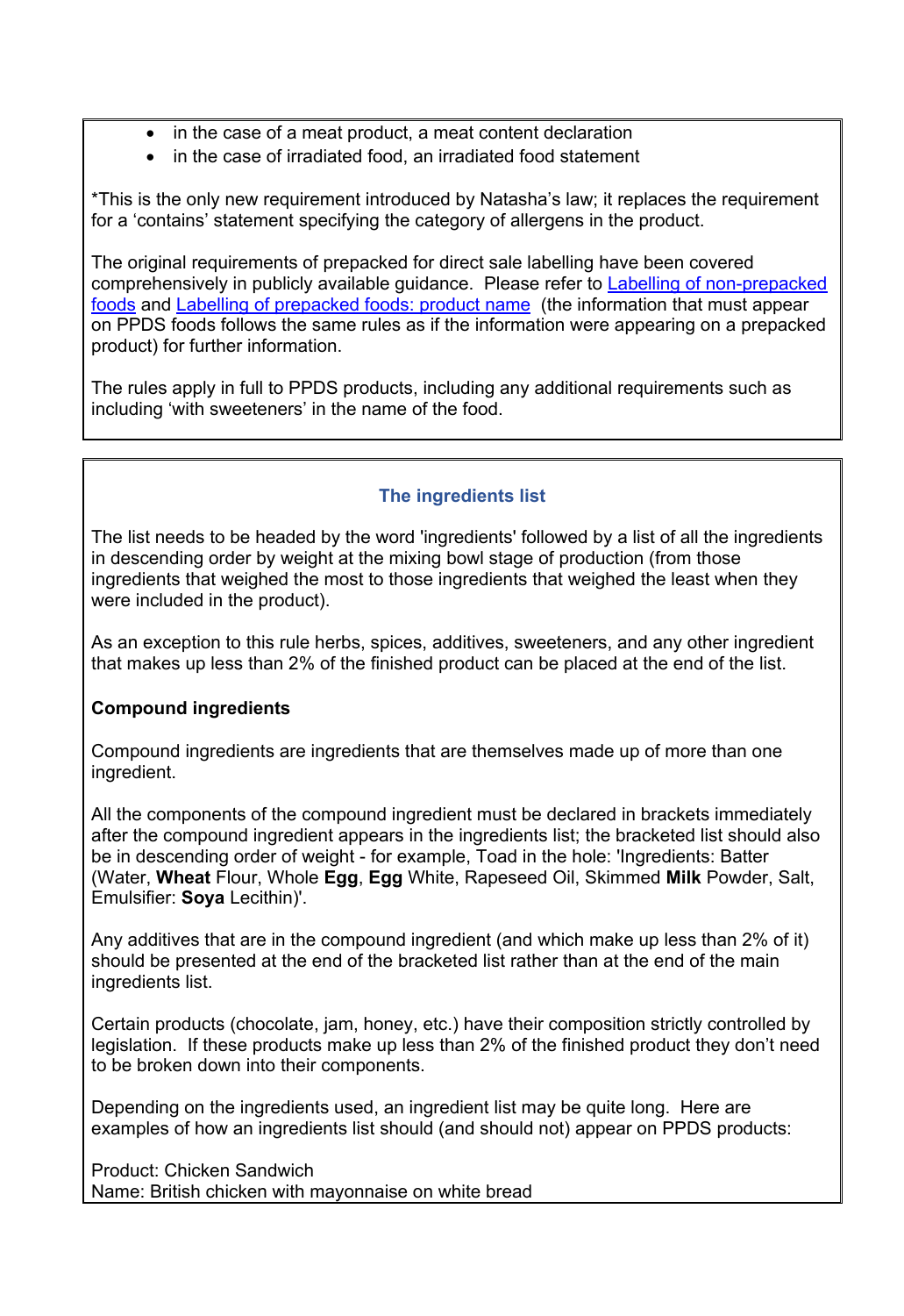- in the case of a meat product, a meat content declaration
- in the case of irradiated food, an irradiated food statement

*This is the only new requirement introduced by Natasha's law; it replaces the requirement for a 'contains' statement specifying the category of allergens in the product.

The original requirements of prepacked for direct sale labelling have been covered comprehensively in publicly available guidance. Please refer to [Labelling of non-prepacked foods]() and [Labelling of prepacked foods: product name]() (the information that must appear on PPDS foods follows the same rules as if the information were appearing on a prepacked product) for further information.

The rules apply in full to PPDS products, including any additional requirements such as including 'with sweeteners' in the name of the food.

## The ingredients list

The list needs to be headed by the word 'ingredients' followed by a list of all the ingredients in descending order by weight at the mixing bowl stage of production (from those ingredients that weighed the most to those ingredients that weighed the least when they were included in the product).

As an exception to this rule herbs, spices, additives, sweeteners, and any other ingredient that makes up less than 2% of the finished product can be placed at the end of the list.

### Compound ingredients

Compound ingredients are ingredients that are themselves made up of more than one ingredient.

All the components of the compound ingredient must be declared in brackets immediately after the compound ingredient appears in the ingredients list; the bracketed list should also be in descending order of weight - for example, Toad in the hole: 'Ingredients: Batter (Water, **Wheat** Flour, Whole **Egg**, **Egg** White, Rapeseed Oil, Skimmed **Milk** Powder, Salt, Emulsifier: **Soya** Lecithin)'.

Any additives that are in the compound ingredient (and which make up less than 2% of it) should be presented at the end of the bracketed list rather than at the end of the main ingredients list.

Certain products (chocolate, jam, honey, etc.) have their composition strictly controlled by legislation. If these products make up less than 2% of the finished product they don't need to be broken down into their components.

Depending on the ingredients used, an ingredient list may be quite long. Here are examples of how an ingredients list should (and should not) appear on PPDS products:

Product: Chicken Sandwich
Name: British chicken with mayonnaise on white bread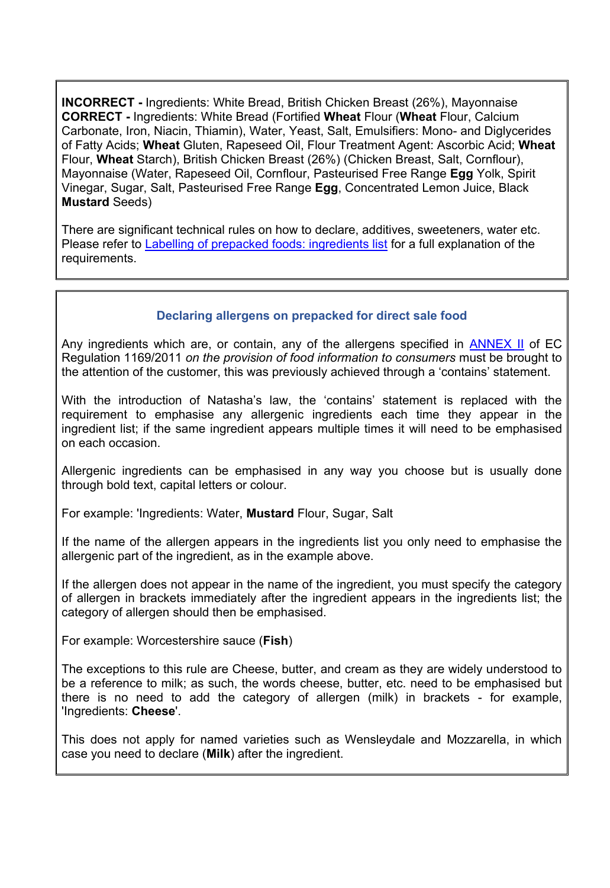**INCORRECT -** Ingredients: White Bread, British Chicken Breast (26%), Mayonnaise
**CORRECT -** Ingredients: White Bread (Fortified **Wheat** Flour (**Wheat** Flour, Calcium Carbonate, Iron, Niacin, Thiamin), Water, Yeast, Salt, Emulsifiers: Mono- and Diglycerides of Fatty Acids; **Wheat** Gluten, Rapeseed Oil, Flour Treatment Agent: Ascorbic Acid; **Wheat** Flour, **Wheat** Starch), British Chicken Breast (26%) (Chicken Breast, Salt, Cornflour), Mayonnaise (Water, Rapeseed Oil, Cornflour, Pasteurised Free Range **Egg** Yolk, Spirit Vinegar, Sugar, Salt, Pasteurised Free Range **Egg**, Concentrated Lemon Juice, Black **Mustard** Seeds)

There are significant technical rules on how to declare, additives, sweeteners, water etc. Please refer to Labelling of prepacked foods: ingredients list for a full explanation of the requirements.

## Declaring allergens on prepacked for direct sale food

Any ingredients which are, or contain, any of the allergens specified in ANNEX II of EC Regulation 1169/2011 *on the provision of food information to consumers* must be brought to the attention of the customer, this was previously achieved through a 'contains' statement.

With the introduction of Natasha's law, the 'contains' statement is replaced with the requirement to emphasise any allergenic ingredients each time they appear in the ingredient list; if the same ingredient appears multiple times it will need to be emphasised on each occasion.

Allergenic ingredients can be emphasised in any way you choose but is usually done through bold text, capital letters or colour.

For example: 'Ingredients: Water, **Mustard** Flour, Sugar, Salt

If the name of the allergen appears in the ingredients list you only need to emphasise the allergenic part of the ingredient, as in the example above.

If the allergen does not appear in the name of the ingredient, you must specify the category of allergen in brackets immediately after the ingredient appears in the ingredients list; the category of allergen should then be emphasised.

For example: Worcestershire sauce (**Fish**)

The exceptions to this rule are Cheese, butter, and cream as they are widely understood to be a reference to milk; as such, the words cheese, butter, etc. need to be emphasised but there is no need to add the category of allergen (milk) in brackets - for example, 'Ingredients: **Cheese**'.

This does not apply for named varieties such as Wensleydale and Mozzarella, in which case you need to declare (**Milk**) after the ingredient.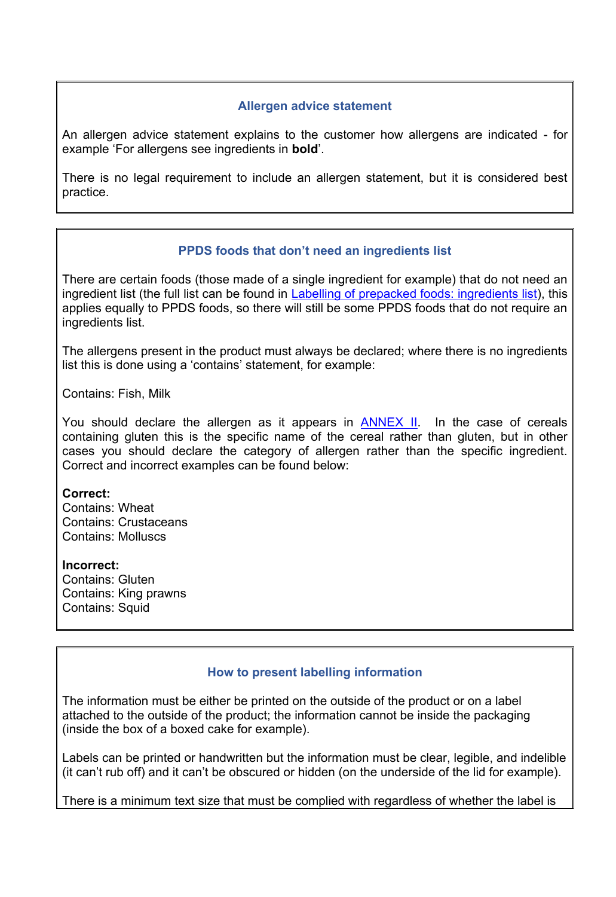### Allergen advice statement

An allergen advice statement explains to the customer how allergens are indicated - for example 'For allergens see ingredients in **bold**'.

There is no legal requirement to include an allergen statement, but it is considered best practice.

### PPDS foods that don't need an ingredients list

There are certain foods (those made of a single ingredient for example) that do not need an ingredient list (the full list can be found in [Labelling of prepacked foods: ingredients list]), this applies equally to PPDS foods, so there will still be some PPDS foods that do not require an ingredients list.

The allergens present in the product must always be declared; where there is no ingredients list this is done using a 'contains' statement, for example:

Contains: Fish, Milk

You should declare the allergen as it appears in [ANNEX II]. In the case of cereals containing gluten this is the specific name of the cereal rather than gluten, but in other cases you should declare the category of allergen rather than the specific ingredient. Correct and incorrect examples can be found below:

**Correct:**
Contains: Wheat
Contains: Crustaceans
Contains: Molluscs

**Incorrect:**
Contains: Gluten
Contains: King prawns
Contains: Squid

### How to present labelling information

The information must be either be printed on the outside of the product or on a label attached to the outside of the product; the information cannot be inside the packaging (inside the box of a boxed cake for example).

Labels can be printed or handwritten but the information must be clear, legible, and indelible (it can't rub off) and it can't be obscured or hidden (on the underside of the lid for example).

There is a minimum text size that must be complied with regardless of whether the label is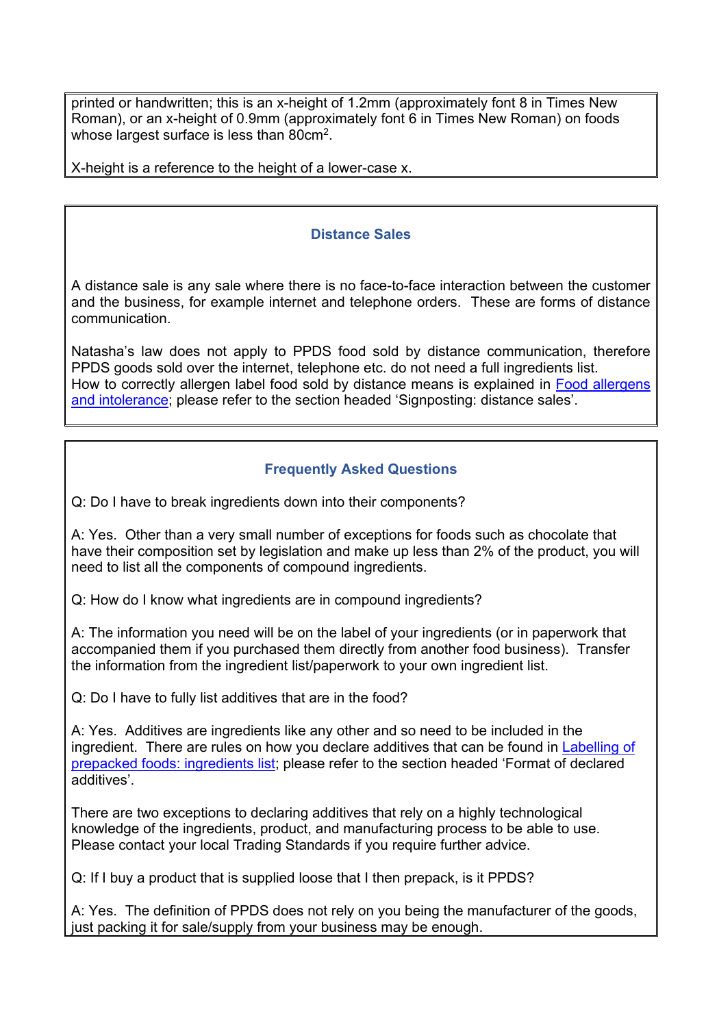printed or handwritten; this is an x-height of 1.2mm (approximately font 8 in Times New Roman), or an x-height of 0.9mm (approximately font 6 in Times New Roman) on foods whose largest surface is less than 80cm$^2$.

X-height is a reference to the height of a lower-case x.

## Distance Sales

A distance sale is any sale where there is no face-to-face interaction between the customer and the business, for example internet and telephone orders. These are forms of distance communication.

Natasha's law does not apply to PPDS food sold by distance communication, therefore PPDS goods sold over the internet, telephone etc. do not need a full ingredients list.
How to correctly allergen label food sold by distance means is explained in Food allergens and intolerance; please refer to the section headed 'Signposting: distance sales'.

## Frequently Asked Questions

Q: Do I have to break ingredients down into their components?

A: Yes. Other than a very small number of exceptions for foods such as chocolate that have their composition set by legislation and make up less than 2% of the product, you will need to list all the components of compound ingredients.

Q: How do I know what ingredients are in compound ingredients?

A: The information you need will be on the label of your ingredients (or in paperwork that accompanied them if you purchased them directly from another food business). Transfer the information from the ingredient list/paperwork to your own ingredient list.

Q: Do I have to fully list additives that are in the food?

A: Yes. Additives are ingredients like any other and so need to be included in the ingredient. There are rules on how you declare additives that can be found in Labelling of prepacked foods: ingredients list; please refer to the section headed 'Format of declared additives'.

There are two exceptions to declaring additives that rely on a highly technological knowledge of the ingredients, product, and manufacturing process to be able to use. Please contact your local Trading Standards if you require further advice.

Q: If I buy a product that is supplied loose that I then prepack, is it PPDS?

A: Yes. The definition of PPDS does not rely on you being the manufacturer of the goods, just packing it for sale/supply from your business may be enough.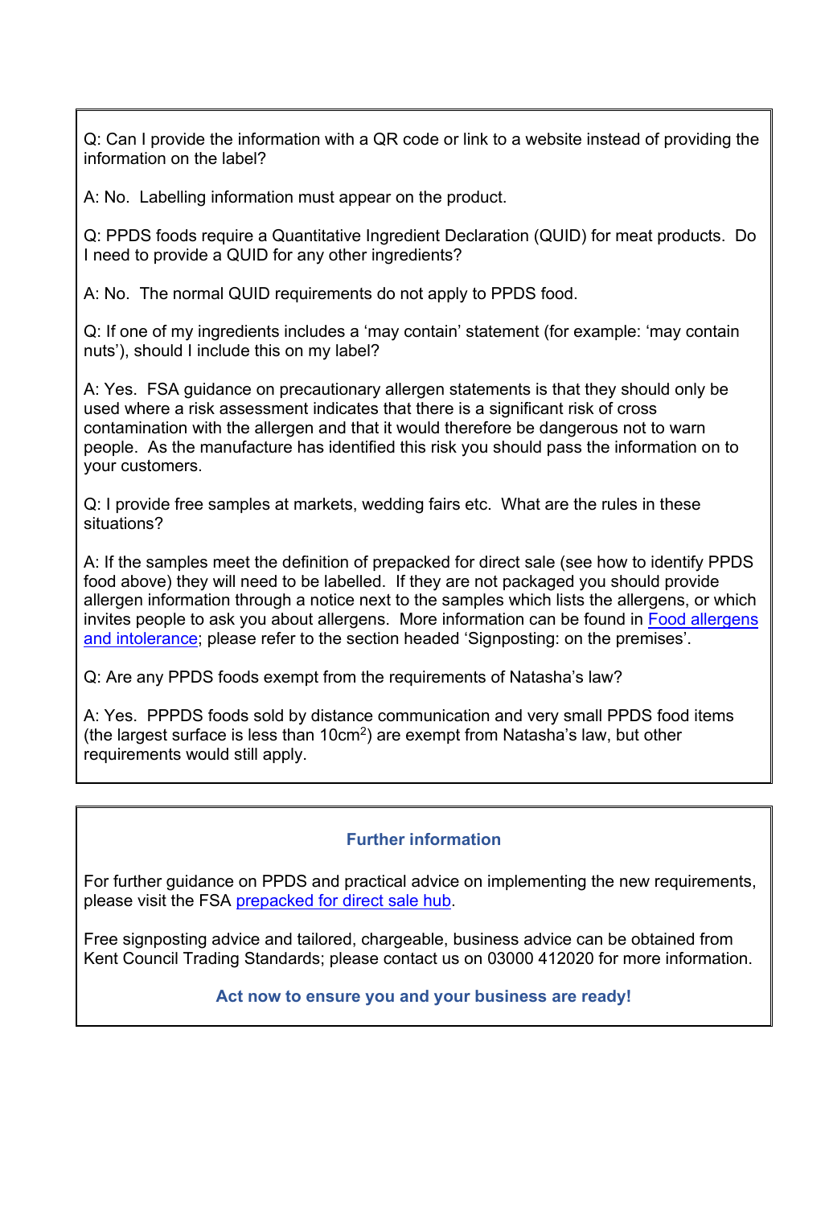Q: Can I provide the information with a QR code or link to a website instead of providing the information on the label?

A: No. Labelling information must appear on the product.

Q: PPDS foods require a Quantitative Ingredient Declaration (QUID) for meat products. Do I need to provide a QUID for any other ingredients?

A: No. The normal QUID requirements do not apply to PPDS food.

Q: If one of my ingredients includes a 'may contain' statement (for example: 'may contain nuts'), should I include this on my label?

A: Yes. FSA guidance on precautionary allergen statements is that they should only be used where a risk assessment indicates that there is a significant risk of cross contamination with the allergen and that it would therefore be dangerous not to warn people. As the manufacture has identified this risk you should pass the information on to your customers.

Q: I provide free samples at markets, wedding fairs etc. What are the rules in these situations?

A: If the samples meet the definition of prepacked for direct sale (see how to identify PPDS food above) they will need to be labelled. If they are not packaged you should provide allergen information through a notice next to the samples which lists the allergens, or which invites people to ask you about allergens. More information can be found in [Food allergens and intolerance]; please refer to the section headed 'Signposting: on the premises'.

Q: Are any PPDS foods exempt from the requirements of Natasha's law?

A: Yes. PPPDS foods sold by distance communication and very small PPDS food items (the largest surface is less than 10cm$^2$) are exempt from Natasha's law, but other requirements would still apply.

### Further information

For further guidance on PPDS and practical advice on implementing the new requirements, please visit the FSA [prepacked for direct sale hub].

Free signposting advice and tailored, chargeable, business advice can be obtained from Kent Council Trading Standards; please contact us on 03000 412020 for more information.

**Act now to ensure you and your business are ready!**